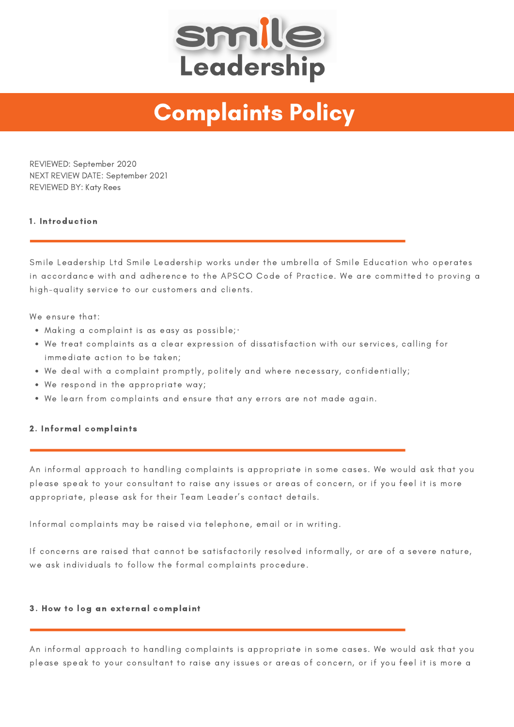Smile Leadership

# Complaints Policy

REVIEWED: September 2020
NEXT REVIEW DATE: September 2021
REVIEWED BY: Katy Rees

## 1. Introduction

Smile Leadership Ltd Smile Leadership works under the umbrella of Smile Education who operates in accordance with and adherence to the APSCO Code of Practice. We are committed to proving a high-quality service to our customers and clients.

We ensure that:

- Making a complaint is as easy as possible;·
- We treat complaints as a clear expression of dissatisfaction with our services, calling for immediate action to be taken;
- We deal with a complaint promptly, politely and where necessary, confidentially;
- We respond in the appropriate way;
- We learn from complaints and ensure that any errors are not made again.

## 2. Informal complaints

An informal approach to handling complaints is appropriate in some cases. We would ask that you please speak to your consultant to raise any issues or areas of concern, or if you feel it is more appropriate, please ask for their Team Leader's contact details.

Informal complaints may be raised via telephone, email or in writing.

If concerns are raised that cannot be satisfactorily resolved informally, or are of a severe nature, we ask individuals to follow the formal complaints procedure.

## 3. How to log an external complaint

An informal approach to handling complaints is appropriate in some cases. We would ask that you please speak to your consultant to raise any issues or areas of concern, or if you feel it is more a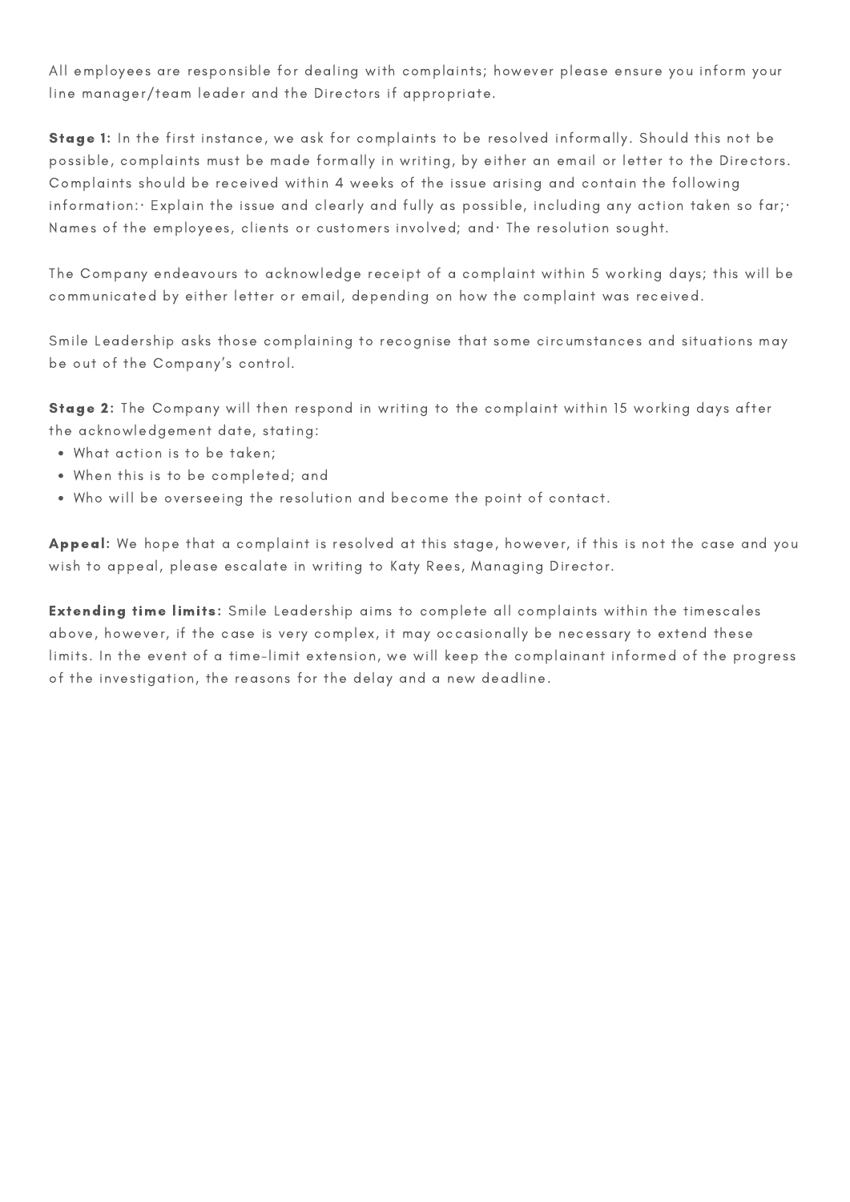All employees are responsible for dealing with complaints; however please ensure you inform your line manager/team leader and the Directors if appropriate.

**Stage 1:** In the first instance, we ask for complaints to be resolved informally. Should this not be possible, complaints must be made formally in writing, by either an email or letter to the Directors. Complaints should be received within 4 weeks of the issue arising and contain the following information:· Explain the issue and clearly and fully as possible, including any action taken so far;· Names of the employees, clients or customers involved; and· The resolution sought.

The Company endeavours to acknowledge receipt of a complaint within 5 working days; this will be communicated by either letter or email, depending on how the complaint was received.

Smile Leadership asks those complaining to recognise that some circumstances and situations may be out of the Company's control.

**Stage 2:** The Company will then respond in writing to the complaint within 15 working days after the acknowledgement date, stating:

- What action is to be taken;
- When this is to be completed; and
- Who will be overseeing the resolution and become the point of contact.

**Appeal:** We hope that a complaint is resolved at this stage, however, if this is not the case and you wish to appeal, please escalate in writing to Katy Rees, Managing Director.

**Extending time limits:** Smile Leadership aims to complete all complaints within the timescales above, however, if the case is very complex, it may occasionally be necessary to extend these limits. In the event of a time-limit extension, we will keep the complainant informed of the progress of the investigation, the reasons for the delay and a new deadline.